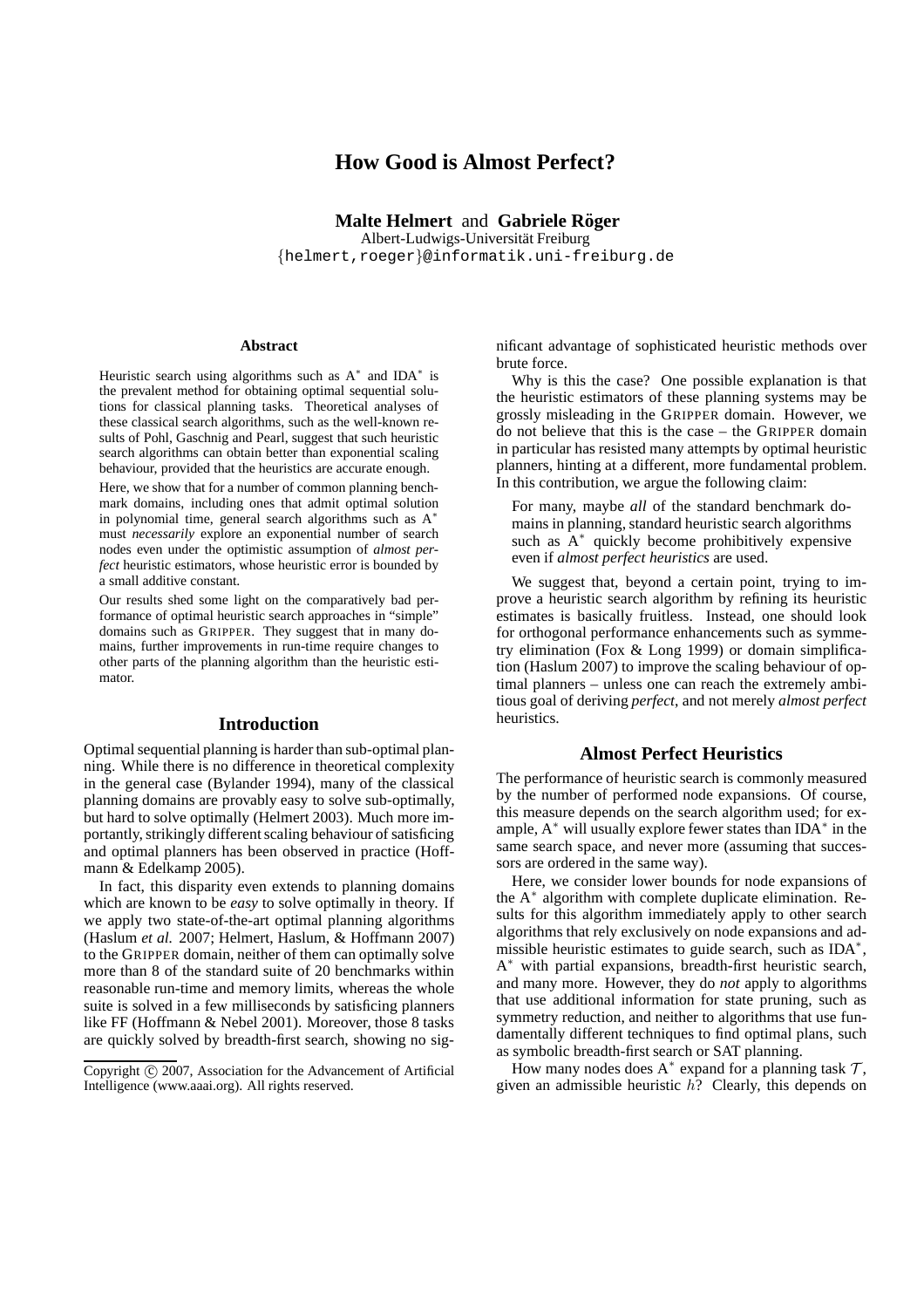# How Good is Almost Perfect?

**Malte Helmert** and **Gabriele Röger**
Albert-Ludwigs-Universität Freiburg
{helmert,roeger}@informatik.uni-freiburg.de

### Abstract

Heuristic search using algorithms such as A$^*$ and IDA$^*$ is the prevalent method for obtaining optimal sequential solutions for classical planning tasks. Theoretical analyses of these classical search algorithms, such as the well-known results of Pohl, Gaschnig and Pearl, suggest that such heuristic search algorithms can obtain better than exponential scaling behaviour, provided that the heuristics are accurate enough.

Here, we show that for a number of common planning benchmark domains, including ones that admit optimal solution in polynomial time, general search algorithms such as A$^*$ must *necessarily* explore an exponential number of search nodes even under the optimistic assumption of *almost perfect* heuristic estimators, whose heuristic error is bounded by a small additive constant.

Our results shed some light on the comparatively bad performance of optimal heuristic search approaches in "simple" domains such as GRIPPER. They suggest that in many domains, further improvements in run-time require changes to other parts of the planning algorithm than the heuristic estimator.

## Introduction

Optimal sequential planning is harder than sub-optimal planning. While there is no difference in theoretical complexity in the general case (Bylander 1994), many of the classical planning domains are provably easy to solve sub-optimally, but hard to solve optimally (Helmert 2003). Much more importantly, strikingly different scaling behaviour of satisficing and optimal planners has been observed in practice (Hoffmann & Edelkamp 2005).

In fact, this disparity even extends to planning domains which are known to be *easy* to solve optimally in theory. If we apply two state-of-the-art optimal planning algorithms (Haslum *et al.* 2007; Helmert, Haslum, & Hoffmann 2007) to the GRIPPER domain, neither of them can optimally solve more than 8 of the standard suite of 20 benchmarks within reasonable run-time and memory limits, whereas the whole suite is solved in a few milliseconds by satisficing planners like FF (Hoffmann & Nebel 2001). Moreover, those 8 tasks are quickly solved by breadth-first search, showing no significant advantage of sophisticated heuristic methods over brute force.

Why is this the case? One possible explanation is that the heuristic estimators of these planning systems may be grossly misleading in the GRIPPER domain. However, we do not believe that this is the case – the GRIPPER domain in particular has resisted many attempts by optimal heuristic planners, hinting at a different, more fundamental problem. In this contribution, we argue the following claim:

> For many, maybe *all* of the standard benchmark domains in planning, standard heuristic search algorithms such as A$^*$ quickly become prohibitively expensive even if *almost perfect heuristics* are used.

We suggest that, beyond a certain point, trying to improve a heuristic search algorithm by refining its heuristic estimates is basically fruitless. Instead, one should look for orthogonal performance enhancements such as symmetry elimination (Fox & Long 1999) or domain simplification (Haslum 2007) to improve the scaling behaviour of optimal planners – unless one can reach the extremely ambitious goal of deriving *perfect*, and not merely *almost perfect* heuristics.

## Almost Perfect Heuristics

The performance of heuristic search is commonly measured by the number of performed node expansions. Of course, this measure depends on the search algorithm used; for example, A$^*$ will usually explore fewer states than IDA$^*$ in the same search space, and never more (assuming that successors are ordered in the same way).

Here, we consider lower bounds for node expansions of the A$^*$ algorithm with complete duplicate elimination. Results for this algorithm immediately apply to other search algorithms that rely exclusively on node expansions and admissible heuristic estimates to guide search, such as IDA$^*$, A$^*$ with partial expansions, breadth-first heuristic search, and many more. However, they do *not* apply to algorithms that use additional information for state pruning, such as symmetry reduction, and neither to algorithms that use fundamentally different techniques to find optimal plans, such as symbolic breadth-first search or SAT planning.

How many nodes does A$^*$ expand for a planning task $\mathcal{T}$, given an admissible heuristic $h$? Clearly, this depends on

Copyright © 2007, Association for the Advancement of Artificial Intelligence (www.aaai.org). All rights reserved.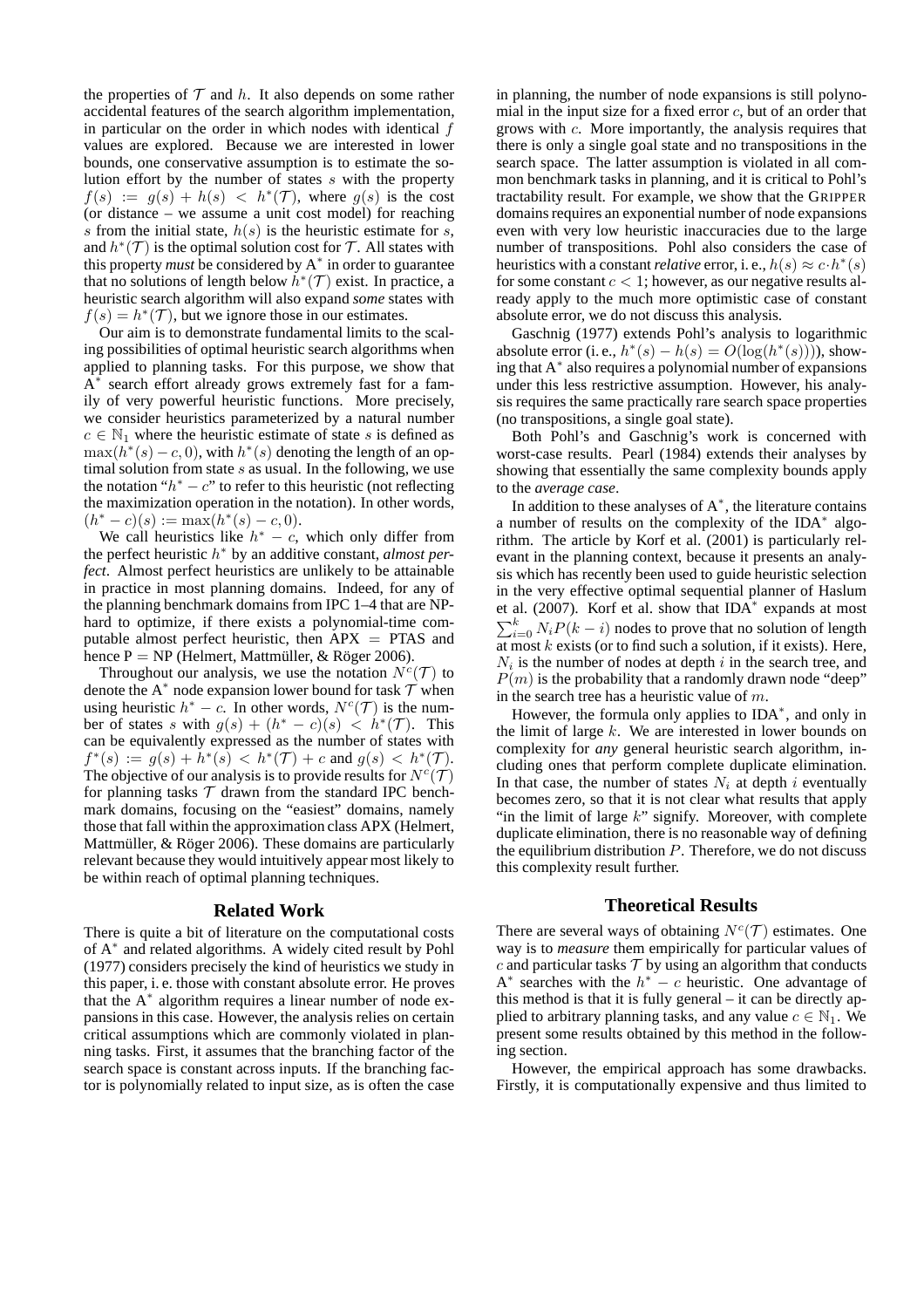the properties of $\mathcal{T}$ and $h$. It also depends on some rather accidental features of the search algorithm implementation, in particular on the order in which nodes with identical $f$ values are explored. Because we are interested in lower bounds, one conservative assumption is to estimate the solution effort by the number of states $s$ with the property $f(s) := g(s) + h(s) < h^*(\mathcal{T})$, where $g(s)$ is the cost (or distance – we assume a unit cost model) for reaching $s$ from the initial state, $h(s)$ is the heuristic estimate for $s$, and $h^*(\mathcal{T})$ is the optimal solution cost for $\mathcal{T}$. All states with this property *must* be considered by A$^*$ in order to guarantee that no solutions of length below $h^*(\mathcal{T})$ exist. In practice, a heuristic search algorithm will also expand *some* states with $f(s) = h^*(\mathcal{T})$, but we ignore those in our estimates.

Our aim is to demonstrate fundamental limits to the scaling possibilities of optimal heuristic search algorithms when applied to planning tasks. For this purpose, we show that A$^*$ search effort already grows extremely fast for a family of very powerful heuristic functions. More precisely, we consider heuristics parameterized by a natural number $c \in \mathbb{N}_1$ where the heuristic estimate of state $s$ is defined as $\max(h^*(s) - c, 0)$, with $h^*(s)$ denoting the length of an optimal solution from state $s$ as usual. In the following, we use the notation "$h^* - c$" to refer to this heuristic (not reflecting the maximization operation in the notation). In other words, $(h^* - c)(s) := \max(h^*(s) - c, 0)$.

We call heuristics like $h^* - c$, which only differ from the perfect heuristic $h^*$ by an additive constant, ***almost perfect***. Almost perfect heuristics are unlikely to be attainable in practice in most planning domains. Indeed, for any of the planning benchmark domains from IPC 1–4 that are NP-hard to optimize, if there exists a polynomial-time computable almost perfect heuristic, then APX = PTAS and hence P = NP (Helmert, Mattmüller, & Röger 2006).

Throughout our analysis, we use the notation $N^c(\mathcal{T})$ to denote the A$^*$ node expansion lower bound for task $\mathcal{T}$ when using heuristic $h^* - c$. In other words, $N^c(\mathcal{T})$ is the number of states $s$ with $g(s) + (h^* - c)(s) < h^*(\mathcal{T})$. This can be equivalently expressed as the number of states with $f^*(s) := g(s) + h^*(s) < h^*(\mathcal{T}) + c$ and $g(s) < h^*(\mathcal{T})$. The objective of our analysis is to provide results for $N^c(\mathcal{T})$ for planning tasks $\mathcal{T}$ drawn from the standard IPC benchmark domains, focusing on the "easiest" domains, namely those that fall within the approximation class APX (Helmert, Mattmüller, & Röger 2006). These domains are particularly relevant because they would intuitively appear most likely to be within reach of optimal planning techniques.

## Related Work

There is quite a bit of literature on the computational costs of A$^*$ and related algorithms. A widely cited result by Pohl (1977) considers precisely the kind of heuristics we study in this paper, i. e. those with constant absolute error. He proves that the A$^*$ algorithm requires a linear number of node expansions in this case. However, the analysis relies on certain critical assumptions which are commonly violated in planning tasks. First, it assumes that the branching factor of the search space is constant across inputs. If the branching factor is polynomially related to input size, as is often the case in planning, the number of node expansions is still polynomial in the input size for a fixed error $c$, but of an order that grows with $c$. More importantly, the analysis requires that there is only a single goal state and no transpositions in the search space. The latter assumption is violated in all common benchmark tasks in planning, and it is critical to Pohl's tractability result. For example, we show that the GRIPPER domains requires an exponential number of node expansions even with very low heuristic inaccuracies due to the large number of transpositions. Pohl also considers the case of heuristics with a constant *relative* error, i. e., $h(s) \approx c \cdot h^*(s)$ for some constant $c < 1$; however, as our negative results already apply to the much more optimistic case of constant absolute error, we do not discuss this analysis.

Gaschnig (1977) extends Pohl's analysis to logarithmic absolute error (i. e., $h^*(s) - h(s) = O(\log(h^*(s)))$), showing that A$^*$ also requires a polynomial number of expansions under this less restrictive assumption. However, his analysis requires the same practically rare search space properties (no transpositions, a single goal state).

Both Pohl's and Gaschnig's work is concerned with worst-case results. Pearl (1984) extends their analyses by showing that essentially the same complexity bounds apply to the *average case*.

In addition to these analyses of A$^*$, the literature contains a number of results on the complexity of the IDA$^*$ algorithm. The article by Korf et al. (2001) is particularly relevant in the planning context, because it presents an analysis which has recently been used to guide heuristic selection in the very effective optimal sequential planner of Haslum et al. (2007). Korf et al. show that IDA$^*$ expands at most $\sum_{i=0}^{k} N_i P(k-i)$ nodes to prove that no solution of length at most $k$ exists (or to find such a solution, if it exists). Here, $N_i$ is the number of nodes at depth $i$ in the search tree, and $P(m)$ is the probability that a randomly drawn node "deep" in the search tree has a heuristic value of $m$.

However, the formula only applies to IDA$^*$, and only in the limit of large $k$. We are interested in lower bounds on complexity for *any* general heuristic search algorithm, including ones that perform complete duplicate elimination. In that case, the number of states $N_i$ at depth $i$ eventually becomes zero, so that it is not clear what results that apply "in the limit of large $k$" signify. Moreover, with complete duplicate elimination, there is no reasonable way of defining the equilibrium distribution $P$. Therefore, we do not discuss this complexity result further.

## Theoretical Results

There are several ways of obtaining $N^c(\mathcal{T})$ estimates. One way is to *measure* them empirically for particular values of $c$ and particular tasks $\mathcal{T}$ by using an algorithm that conducts A$^*$ searches with the $h^* - c$ heuristic. One advantage of this method is that it is fully general – it can be directly applied to arbitrary planning tasks, and any value $c \in \mathbb{N}_1$. We present some results obtained by this method in the following section.

However, the empirical approach has some drawbacks. Firstly, it is computationally expensive and thus limited to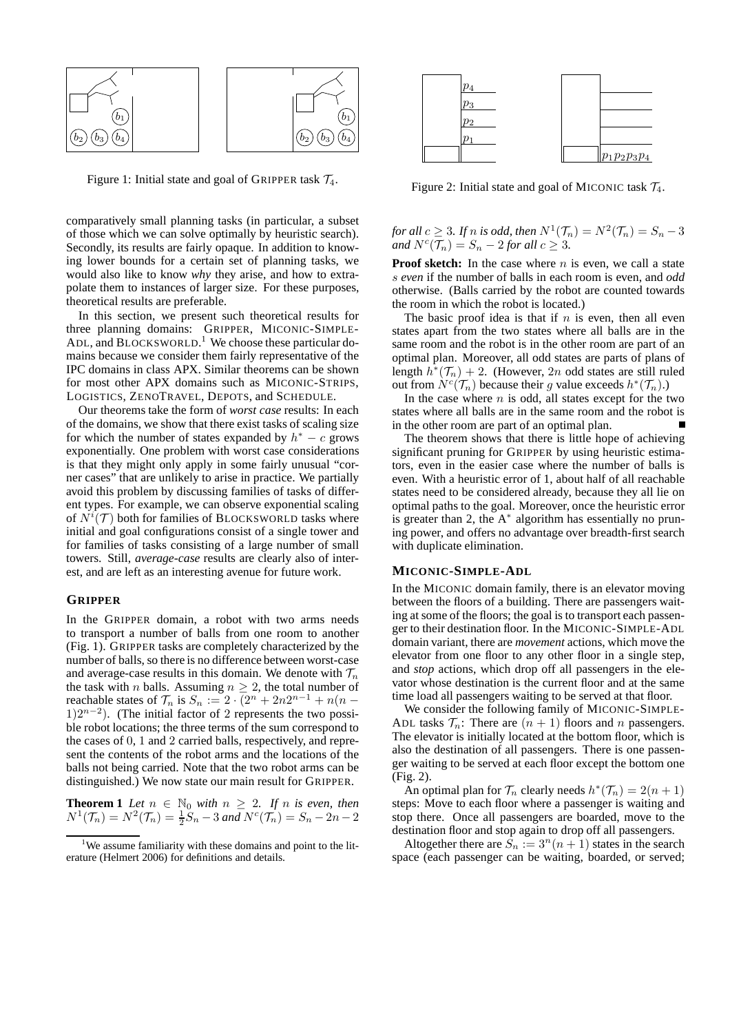Figure 1: Initial state and goal of GRIPPER task $\mathcal{T}_4$.

Figure 2: Initial state and goal of MICONIC task $\mathcal{T}_4$.

comparatively small planning tasks (in particular, a subset of those which we can solve optimally by heuristic search). Secondly, its results are fairly opaque. In addition to knowing lower bounds for a certain set of planning tasks, we would also like to know *why* they arise, and how to extrapolate them to instances of larger size. For these purposes, theoretical results are preferable.

In this section, we present such theoretical results for three planning domains: GRIPPER, MICONIC-SIMPLE-ADL, and BLOCKSWORLD.[1] We choose these particular domains because we consider them fairly representative of the IPC domains in class APX. Similar theorems can be shown for most other APX domains such as MICONIC-STRIPS, LOGISTICS, ZENOTRAVEL, DEPOTS, and SCHEDULE.

Our theorems take the form of *worst case* results: In each of the domains, we show that there exist tasks of scaling size for which the number of states expanded by $h^* - c$ grows exponentially. One problem with worst case considerations is that they might only apply in some fairly unusual "corner cases" that are unlikely to arise in practice. We partially avoid this problem by discussing families of tasks of different types. For example, we can observe exponential scaling of $N^i(\mathcal{T})$ both for families of BLOCKSWORLD tasks where initial and goal configurations consist of a single tower and for families of tasks consisting of a large number of small towers. Still, *average-case* results are clearly also of interest, and are left as an interesting avenue for future work.

### GRIPPER

In the GRIPPER domain, a robot with two arms needs to transport a number of balls from one room to another (Fig. 1). GRIPPER tasks are completely characterized by the number of balls, so there is no difference between worst-case and average-case results in this domain. We denote with $\mathcal{T}_n$ the task with $n$ balls. Assuming $n \geq 2$, the total number of reachable states of $\mathcal{T}_n$ is $S_n := 2 \cdot (2^n + 2n2^{n-1} + n(n-1)2^{n-2})$. (The initial factor of 2 represents the two possible robot locations; the three terms of the sum correspond to the cases of 0, 1 and 2 carried balls, respectively, and represent the contents of the robot arms and the locations of the balls not being carried. Note that the two robot arms can be distinguished.) We now state our main result for GRIPPER.

**Theorem 1** *Let $n \in \mathbb{N}_0$ with $n \geq 2$. If $n$ is even, then $N^1(\mathcal{T}_n) = N^2(\mathcal{T}_n) = \frac{1}{2}S_n - 3$ and $N^c(\mathcal{T}_n) = S_n - 2n - 2$ for all $c \geq 3$. If $n$ is odd, then $N^1(\mathcal{T}_n) = N^2(\mathcal{T}_n) = S_n - 3$ and $N^c(\mathcal{T}_n) = S_n - 2$ for all $c \geq 3$.*

**Proof sketch:** In the case where $n$ is even, we call a state $s$ *even* if the number of balls in each room is even, and *odd* otherwise. (Balls carried by the robot are counted towards the room in which the robot is located.)

The basic proof idea is that if $n$ is even, then all even states apart from the two states where all balls are in the same room and the robot is in the other room are part of an optimal plan. Moreover, all odd states are parts of plans of length $h^*(\mathcal{T}_n) + 2$. (However, $2n$ odd states are still ruled out from $N^c(\mathcal{T}_n)$ because their $g$ value exceeds $h^*(\mathcal{T}_n)$.)

In the case where $n$ is odd, all states except for the two states where all balls are in the same room and the robot is in the other room are part of an optimal plan. ■

The theorem shows that there is little hope of achieving significant pruning for GRIPPER by using heuristic estimators, even in the easier case where the number of balls is even. With a heuristic error of 1, about half of all reachable states need to be considered already, because they all lie on optimal paths to the goal. Moreover, once the heuristic error is greater than 2, the A* algorithm has essentially no pruning power, and offers no advantage over breadth-first search with duplicate elimination.

### MICONIC-SIMPLE-ADL

In the MICONIC domain family, there is an elevator moving between the floors of a building. There are passengers waiting at some of the floors; the goal is to transport each passenger to their destination floor. In the MICONIC-SIMPLE-ADL domain variant, there are *movement* actions, which move the elevator from one floor to any other floor in a single step, and *stop* actions, which drop off all passengers in the elevator whose destination is the current floor and at the same time load all passengers waiting to be served at that floor.

We consider the following family of MICONIC-SIMPLE-ADL tasks $\mathcal{T}_n$: There are $(n + 1)$ floors and $n$ passengers. The elevator is initially located at the bottom floor, which is also the destination of all passengers. There is one passenger waiting to be served at each floor except the bottom one (Fig. 2).

An optimal plan for $\mathcal{T}_n$ clearly needs $h^*(\mathcal{T}_n) = 2(n + 1)$ steps: Move to each floor where a passenger is waiting and stop there. Once all passengers are boarded, move to the destination floor and stop again to drop off all passengers.

Altogether there are $S_n := 3^n(n + 1)$ states in the search space (each passenger can be waiting, boarded, or served;

[1] We assume familiarity with these domains and point to the literature (Helmert 2006) for definitions and details.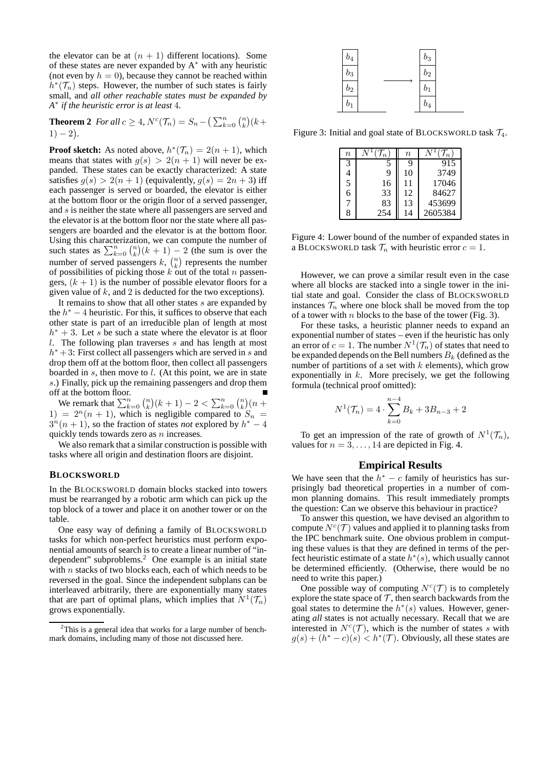the elevator can be at $(n+1)$ different locations). Some of these states are never expanded by A$^*$ with any heuristic (not even by $h=0$), because they cannot be reached within $h^*(\mathcal{T}_n)$ steps. However, the number of such states is fairly small, and *all other reachable states must be expanded by A$^*$ if the heuristic error is at least* 4.

**Theorem 2** *For all $c \geq 4$, $N^c(\mathcal{T}_n) = S_n - \left(\sum_{k=0}^{n}\binom{n}{k}(k+1) - 2\right)$.*

**Proof sketch:** As noted above, $h^*(\mathcal{T}_n) = 2(n+1)$, which means that states with $g(s) > 2(n+1)$ will never be expanded. These states can be exactly characterized: A state satisfies $g(s) > 2(n+1)$ (equivalently, $g(s) = 2n+3$) iff each passenger is served or boarded, the elevator is either at the bottom floor or the origin floor of a served passenger, and $s$ is neither the state where all passengers are served and the elevator is at the bottom floor nor the state where all passengers are boarded and the elevator is at the bottom floor. Using this characterization, we can compute the number of such states as $\sum_{k=0}^{n}\binom{n}{k}(k+1) - 2$ (the sum is over the number of served passengers $k$, $\binom{n}{k}$ represents the number of possibilities of picking those $k$ out of the total $n$ passengers, $(k+1)$ is the number of possible elevator floors for a given value of $k$, and 2 is deducted for the two exceptions).

It remains to show that all other states $s$ are expanded by the $h^* - 4$ heuristic. For this, it suffices to observe that each other state is part of an irreducible plan of length at most $h^* + 3$. Let $s$ be such a state where the elevator is at floor $l$. The following plan traverses $s$ and has length at most $h^* + 3$: First collect all passengers which are served in $s$ and drop them off at the bottom floor, then collect all passengers boarded in $s$, then move to $l$. (At this point, we are in state $s$.) Finally, pick up the remaining passengers and drop them off at the bottom floor. ∎

We remark that $\sum_{k=0}^{n}\binom{n}{k}(k+1) - 2 < \sum_{k=0}^{n}\binom{n}{k}(n+1) = 2^n(n+1)$, which is negligible compared to $S_n = 3^n(n+1)$, so the fraction of states *not* explored by $h^* - 4$ quickly tends towards zero as $n$ increases.

We also remark that a similar construction is possible with tasks where all origin and destination floors are disjoint.

### BLOCKSWORLD

In the BLOCKSWORLD domain blocks stacked into towers must be rearranged by a robotic arm which can pick up the top block of a tower and place it on another tower or on the table.

One easy way of defining a family of BLOCKSWORLD tasks for which non-perfect heuristics must perform exponential amounts of search is to create a linear number of "independent" subproblems.[2] One example is an initial state with $n$ stacks of two blocks each, each of which needs to be reversed in the goal. Since the independent subplans can be interleaved arbitrarily, there are exponentially many states that are part of optimal plans, which implies that $N^1(\mathcal{T}_n)$ grows exponentially.

However, we can prove a similar result even in the case where all blocks are stacked into a single tower in the initial state and goal. Consider the class of BLOCKSWORLD instances $\mathcal{T}_n$ where one block shall be moved from the top of a tower with $n$ blocks to the base of the tower (Fig. 3).

| Initial | Goal |
|---|---|
| $b_4$ | $b_3$ |
| $b_3$ | $b_2$ |
| $b_2$ | $b_1$ |
| $b_1$ | $b_4$ |

Figure 3: Initial and goal state of BLOCKSWORLD task $\mathcal{T}_4$.

For these tasks, a heuristic planner needs to expand an exponential number of states – even if the heuristic has only an error of $c = 1$. The number $N^1(\mathcal{T}_n)$ of states that need to be expanded depends on the Bell numbers $B_k$ (defined as the number of partitions of a set with $k$ elements), which grow exponentially in $k$. More precisely, we get the following formula (technical proof omitted):

$$N^1(\mathcal{T}_n) = 4 \cdot \sum_{k=0}^{n-4} B_k + 3B_{n-3} + 2$$

To get an impression of the rate of growth of $N^1(\mathcal{T}_n)$, values for $n = 3, \ldots, 14$ are depicted in Fig. 4.

| $n$ | $N^1(\mathcal{T}_n)$ | $n$ | $N^1(\mathcal{T}_n)$ |
|---|---|---|---|
| 3 | 5 | 9 | 915 |
| 4 | 9 | 10 | 3749 |
| 5 | 16 | 11 | 17046 |
| 6 | 33 | 12 | 84627 |
| 7 | 83 | 13 | 453699 |
| 8 | 254 | 14 | 2605384 |

Figure 4: Lower bound of the number of expanded states in a BLOCKSWORLD task $\mathcal{T}_n$ with heuristic error $c = 1$.

## Empirical Results

We have seen that the $h^* - c$ family of heuristics has surprisingly bad theoretical properties in a number of common planning domains. This result immediately prompts the question: Can we observe this behaviour in practice?

To answer this question, we have devised an algorithm to compute $N^c(\mathcal{T})$ values and applied it to planning tasks from the IPC benchmark suite. One obvious problem in computing these values is that they are defined in terms of the perfect heuristic estimate of a state $h^*(s)$, which usually cannot be determined efficiently. (Otherwise, there would be no need to write this paper.)

One possible way of computing $N^c(\mathcal{T})$ is to completely explore the state space of $\mathcal{T}$, then search backwards from the goal states to determine the $h^*(s)$ values. However, generating *all* states is not actually necessary. Recall that we are interested in $N^c(\mathcal{T})$, which is the number of states $s$ with $g(s) + (h^* - c)(s) < h^*(\mathcal{T})$. Obviously, all these states are

[2] This is a general idea that works for a large number of benchmark domains, including many of those not discussed here.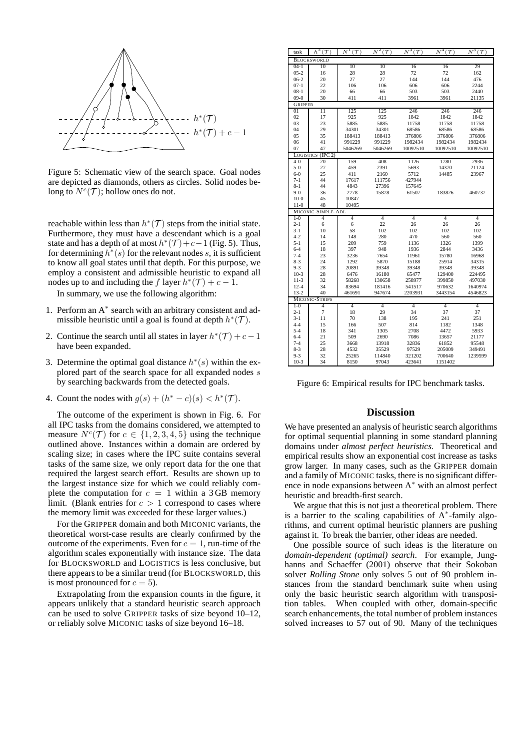Figure 5: Schematic view of the search space. Goal nodes are depicted as diamonds, others as circles. Solid nodes belong to $N^c(\mathcal{T})$; hollow ones do not.

reachable within less than $h^*(\mathcal{T})$ steps from the initial state. Furthermore, they must have a descendant which is a goal state and has a depth of at most $h^*(\mathcal{T})+c-1$ (Fig. 5). Thus, for determining $h^*(s)$ for the relevant nodes $s$, it is sufficient to know all goal states until that depth. For this purpose, we employ a consistent and admissible heuristic to expand all nodes up to and including the $f$ layer $h^*(\mathcal{T})+c-1$.

In summary, we use the following algorithm:

1. Perform an A* search with an arbitrary consistent and admissible heuristic until a goal is found at depth $h^*(\mathcal{T})$.
2. Continue the search until all states in layer $h^*(\mathcal{T})+c-1$ have been expanded.
3. Determine the optimal goal distance $h^*(s)$ within the explored part of the search space for all expanded nodes $s$ by searching backwards from the detected goals.
4. Count the nodes with $g(s)+(h^*-c)(s) < h^*(\mathcal{T})$.

The outcome of the experiment is shown in Fig. 6. For all IPC tasks from the domains considered, we attempted to measure $N^c(\mathcal{T})$ for $c \in \{1,2,3,4,5\}$ using the technique outlined above. Instances within a domain are ordered by scaling size; in cases where the IPC suite contains several tasks of the same size, we only report data for the one that required the largest search effort. Results are shown up to the largest instance size for which we could reliably complete the computation for $c = 1$ within a 3 GB memory limit. (Blank entries for $c > 1$ correspond to cases where the memory limit was exceeded for these larger values.)

For the GRIPPER domain and both MICONIC variants, the theoretical worst-case results are clearly confirmed by the outcome of the experiments. Even for $c = 1$, run-time of the algorithm scales exponentially with instance size. The data for BLOCKSWORLD and LOGISTICS is less conclusive, but there appears to be a similar trend (for BLOCKSWORLD, this is most pronounced for $c = 5$).

Extrapolating from the expansion counts in the figure, it appears unlikely that a standard heuristic search approach can be used to solve GRIPPER tasks of size beyond 10–12, or reliably solve MICONIC tasks of size beyond 16–18.

| task | $h^*(\mathcal{T})$ | $N^1(\mathcal{T})$ | $N^2(\mathcal{T})$ | $N^3(\mathcal{T})$ | $N^4(\mathcal{T})$ | $N^5(\mathcal{T})$ |
|---|---|---|---|---|---|---|
| BLOCKSWORLD | | | | | | |
| 04-1 | 10 | 10 | 10 | 16 | 16 | 29 |
| 05-2 | 16 | 28 | 28 | 72 | 72 | 162 |
| 06-2 | 20 | 27 | 27 | 144 | 144 | 476 |
| 07-1 | 22 | 106 | 106 | 606 | 606 | 2244 |
| 08-1 | 20 | 66 | 66 | 503 | 503 | 2440 |
| 09-0 | 30 | 411 | 411 | 3961 | 3961 | 21135 |
| GRIPPER | | | | | | |
| 01 | 11 | 125 | 125 | 246 | 246 | 246 |
| 02 | 17 | 925 | 925 | 1842 | 1842 | 1842 |
| 03 | 23 | 5885 | 5885 | 11758 | 11758 | 11758 |
| 04 | 29 | 34301 | 34301 | 68586 | 68586 | 68586 |
| 05 | 35 | 188413 | 188413 | 376806 | 376806 | 376806 |
| 06 | 41 | 991229 | 991229 | 1982434 | 1982434 | 1982434 |
| 07 | 47 | 5046269 | 5046269 | 10092510 | 10092510 | 10092510 |
| LOGISTICS (IPC 2) | | | | | | |
| 4-0 | 20 | 159 | 408 | 1126 | 1780 | 2936 |
| 5-0 | 27 | 459 | 2391 | 5693 | 14370 | 21124 |
| 6-0 | 25 | 411 | 2160 | 5712 | 14485 | 23967 |
| 7-1 | 44 | 17617 | 111756 | 427944 | | |
| 8-1 | 44 | 4843 | 27396 | 157645 | | |
| 9-0 | 36 | 2778 | 15878 | 61507 | 183826 | 460737 |
| 10-0 | 45 | 10847 | | | | |
| 11-0 | 48 | 10495 | | | | |
| MICONIC-SIMPLE-ADL | | | | | | |
| 1-0 | 4 | 4 | 4 | 4 | 4 | 4 |
| 2-1 | 6 | 6 | 22 | 26 | 26 | 26 |
| 3-1 | 10 | 58 | 102 | 102 | 102 | 102 |
| 4-2 | 14 | 148 | 280 | 470 | 560 | 560 |
| 5-1 | 15 | 209 | 759 | 1136 | 1326 | 1399 |
| 6-4 | 18 | 397 | 948 | 1936 | 2844 | 3436 |
| 7-4 | 23 | 3236 | 7654 | 11961 | 15780 | 16968 |
| 8-3 | 24 | 1292 | 5870 | 15188 | 25914 | 34315 |
| 9-3 | 28 | 20891 | 39348 | 39348 | 39348 | 39348 |
| 10-3 | 28 | 6476 | 16180 | 65477 | 129400 | 224495 |
| 11-3 | 32 | 58268 | 130658 | 258977 | 399850 | 497030 |
| 12-4 | 34 | 83694 | 181416 | 541517 | 970632 | 1640974 |
| 13-2 | 40 | 461691 | 947674 | 2203931 | 3443154 | 4546823 |
| MICONIC-STRIPS | | | | | | |
| 1-0 | 4 | 4 | 4 | 4 | 4 | 4 |
| 2-1 | 7 | 18 | 29 | 34 | 37 | 37 |
| 3-1 | 11 | 70 | 138 | 195 | 241 | 251 |
| 4-4 | 15 | 166 | 507 | 814 | 1182 | 1348 |
| 5-4 | 18 | 341 | 1305 | 2708 | 4472 | 5933 |
| 6-4 | 21 | 509 | 2690 | 7086 | 13657 | 21177 |
| 7-4 | 25 | 3668 | 13918 | 32836 | 61852 | 95548 |
| 8-3 | 28 | 4532 | 35529 | 97529 | 205009 | 349491 |
| 9-3 | 32 | 25265 | 114840 | 321202 | 700640 | 1239599 |
| 10-3 | 34 | 8150 | 97043 | 423641 | 1151402 | |

Figure 6: Empirical results for IPC benchmark tasks.

## Discussion

We have presented an analysis of heuristic search algorithms for optimal sequential planning in some standard planning domains under *almost perfect heuristics*. Theoretical and empirical results show an exponential cost increase as tasks grow larger. In many cases, such as the GRIPPER domain and a family of MICONIC tasks, there is no significant difference in node expansions between A* with an almost perfect heuristic and breadth-first search.

We argue that this is not just a theoretical problem. There is a barrier to the scaling capabilities of A*-family algorithms, and current optimal heuristic planners are pushing against it. To break the barrier, other ideas are needed.

One possible source of such ideas is the literature on *domain-dependent (optimal) search*. For example, Junghanns and Schaeffer (2001) observe that their Sokoban solver *Rolling Stone* only solves 5 out of 90 problem instances from the standard benchmark suite when using only the basic heuristic search algorithm with transposition tables. When coupled with other, domain-specific search enhancements, the total number of problem instances solved increases to 57 out of 90. Many of the techniques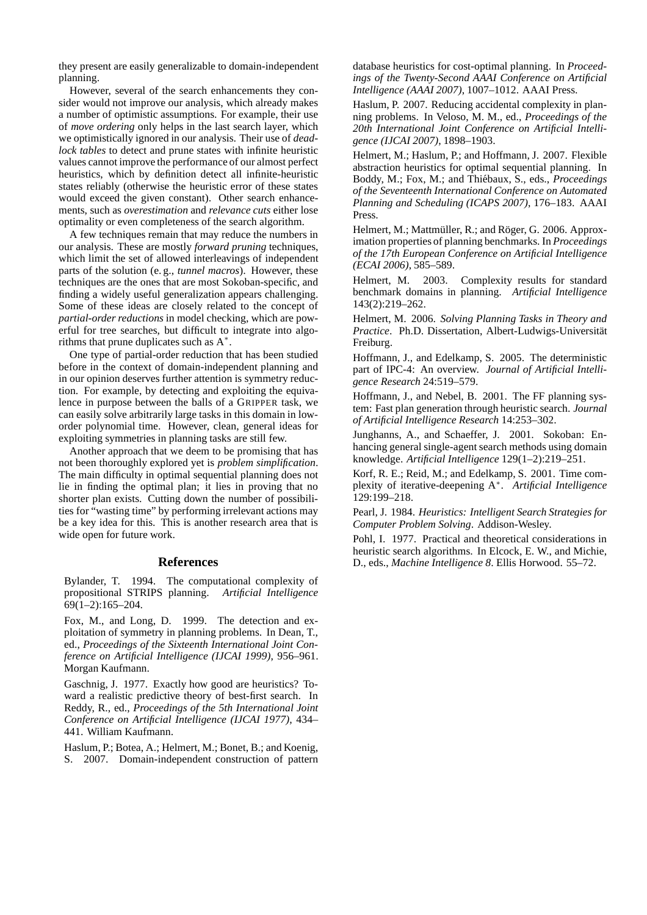they present are easily generalizable to domain-independent planning.

However, several of the search enhancements they consider would not improve our analysis, which already makes a number of optimistic assumptions. For example, their use of *move ordering* only helps in the last search layer, which we optimistically ignored in our analysis. Their use of *deadlock tables* to detect and prune states with infinite heuristic values cannot improve the performance of our almost perfect heuristics, which by definition detect all infinite-heuristic states reliably (otherwise the heuristic error of these states would exceed the given constant). Other search enhancements, such as *overestimation* and *relevance cuts* either lose optimality or even completeness of the search algorithm.

A few techniques remain that may reduce the numbers in our analysis. These are mostly *forward pruning* techniques, which limit the set of allowed interleavings of independent parts of the solution (e. g., *tunnel macros*). However, these techniques are the ones that are most Sokoban-specific, and finding a widely useful generalization appears challenging. Some of these ideas are closely related to the concept of *partial-order reductions* in model checking, which are powerful for tree searches, but difficult to integrate into algorithms that prune duplicates such as $A^*$.

One type of partial-order reduction that has been studied before in the context of domain-independent planning and in our opinion deserves further attention is symmetry reduction. For example, by detecting and exploiting the equivalence in purpose between the balls of a GRIPPER task, we can easily solve arbitrarily large tasks in this domain in low-order polynomial time. However, clean, general ideas for exploiting symmetries in planning tasks are still few.

Another approach that we deem to be promising that has not been thoroughly explored yet is *problem simplification*. The main difficulty in optimal sequential planning does not lie in finding the optimal plan; it lies in proving that no shorter plan exists. Cutting down the number of possibilities for "wasting time" by performing irrelevant actions may be a key idea for this. This is another research area that is wide open for future work.

## References

Bylander, T. 1994. The computational complexity of propositional STRIPS planning. *Artificial Intelligence* 69(1–2):165–204.

Fox, M., and Long, D. 1999. The detection and exploitation of symmetry in planning problems. In Dean, T., ed., *Proceedings of the Sixteenth International Joint Conference on Artificial Intelligence (IJCAI 1999)*, 956–961. Morgan Kaufmann.

Gaschnig, J. 1977. Exactly how good are heuristics? Toward a realistic predictive theory of best-first search. In Reddy, R., ed., *Proceedings of the 5th International Joint Conference on Artificial Intelligence (IJCAI 1977)*, 434–441. William Kaufmann.

Haslum, P.; Botea, A.; Helmert, M.; Bonet, B.; and Koenig, S. 2007. Domain-independent construction of pattern database heuristics for cost-optimal planning. In *Proceedings of the Twenty-Second AAAI Conference on Artificial Intelligence (AAAI 2007)*, 1007–1012. AAAI Press.

Haslum, P. 2007. Reducing accidental complexity in planning problems. In Veloso, M. M., ed., *Proceedings of the 20th International Joint Conference on Artificial Intelligence (IJCAI 2007)*, 1898–1903.

Helmert, M.; Haslum, P.; and Hoffmann, J. 2007. Flexible abstraction heuristics for optimal sequential planning. In Boddy, M.; Fox, M.; and Thiébaux, S., eds., *Proceedings of the Seventeenth International Conference on Automated Planning and Scheduling (ICAPS 2007)*, 176–183. AAAI Press.

Helmert, M.; Mattmüller, R.; and Röger, G. 2006. Approximation properties of planning benchmarks. In *Proceedings of the 17th European Conference on Artificial Intelligence (ECAI 2006)*, 585–589.

Helmert, M. 2003. Complexity results for standard benchmark domains in planning. *Artificial Intelligence* 143(2):219–262.

Helmert, M. 2006. *Solving Planning Tasks in Theory and Practice*. Ph.D. Dissertation, Albert-Ludwigs-Universität Freiburg.

Hoffmann, J., and Edelkamp, S. 2005. The deterministic part of IPC-4: An overview. *Journal of Artificial Intelligence Research* 24:519–579.

Hoffmann, J., and Nebel, B. 2001. The FF planning system: Fast plan generation through heuristic search. *Journal of Artificial Intelligence Research* 14:253–302.

Junghanns, A., and Schaeffer, J. 2001. Sokoban: Enhancing general single-agent search methods using domain knowledge. *Artificial Intelligence* 129(1–2):219–251.

Korf, R. E.; Reid, M.; and Edelkamp, S. 2001. Time complexity of iterative-deepening $A^*$. *Artificial Intelligence* 129:199–218.

Pearl, J. 1984. *Heuristics: Intelligent Search Strategies for Computer Problem Solving*. Addison-Wesley.

Pohl, I. 1977. Practical and theoretical considerations in heuristic search algorithms. In Elcock, E. W., and Michie, D., eds., *Machine Intelligence 8*. Ellis Horwood. 55–72.